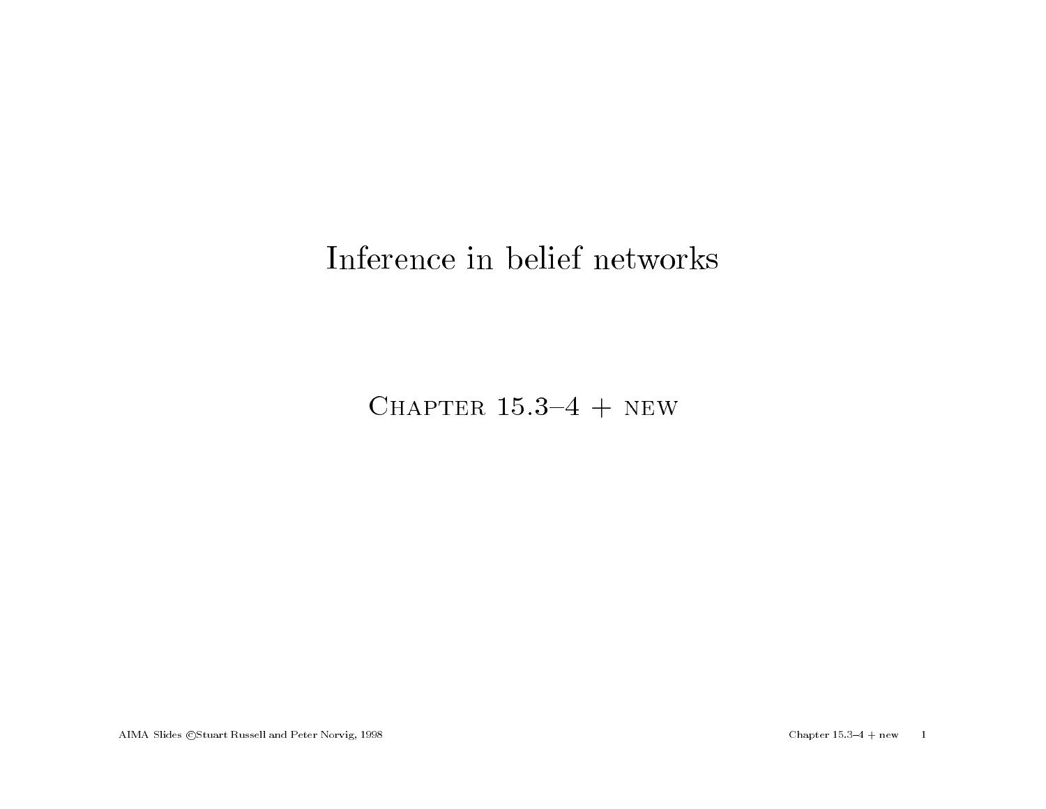# Inference in belief networks

Chapter 15.3–4 + new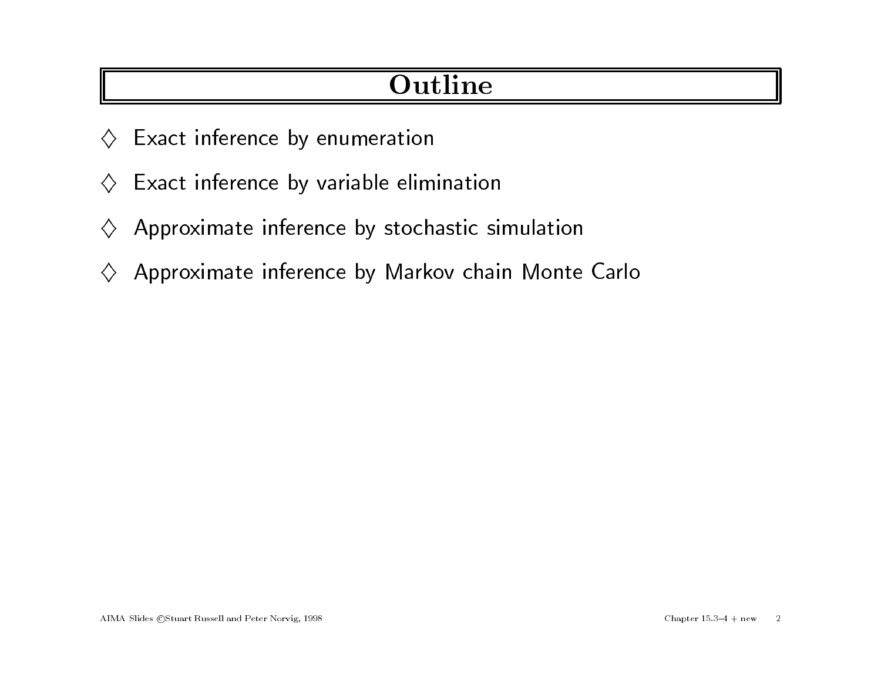# Outline

◇ Exact inference by enumeration

◇ Exact inference by variable elimination

◇ Approximate inference by stochastic simulation

◇ Approximate inference by Markov chain Monte Carlo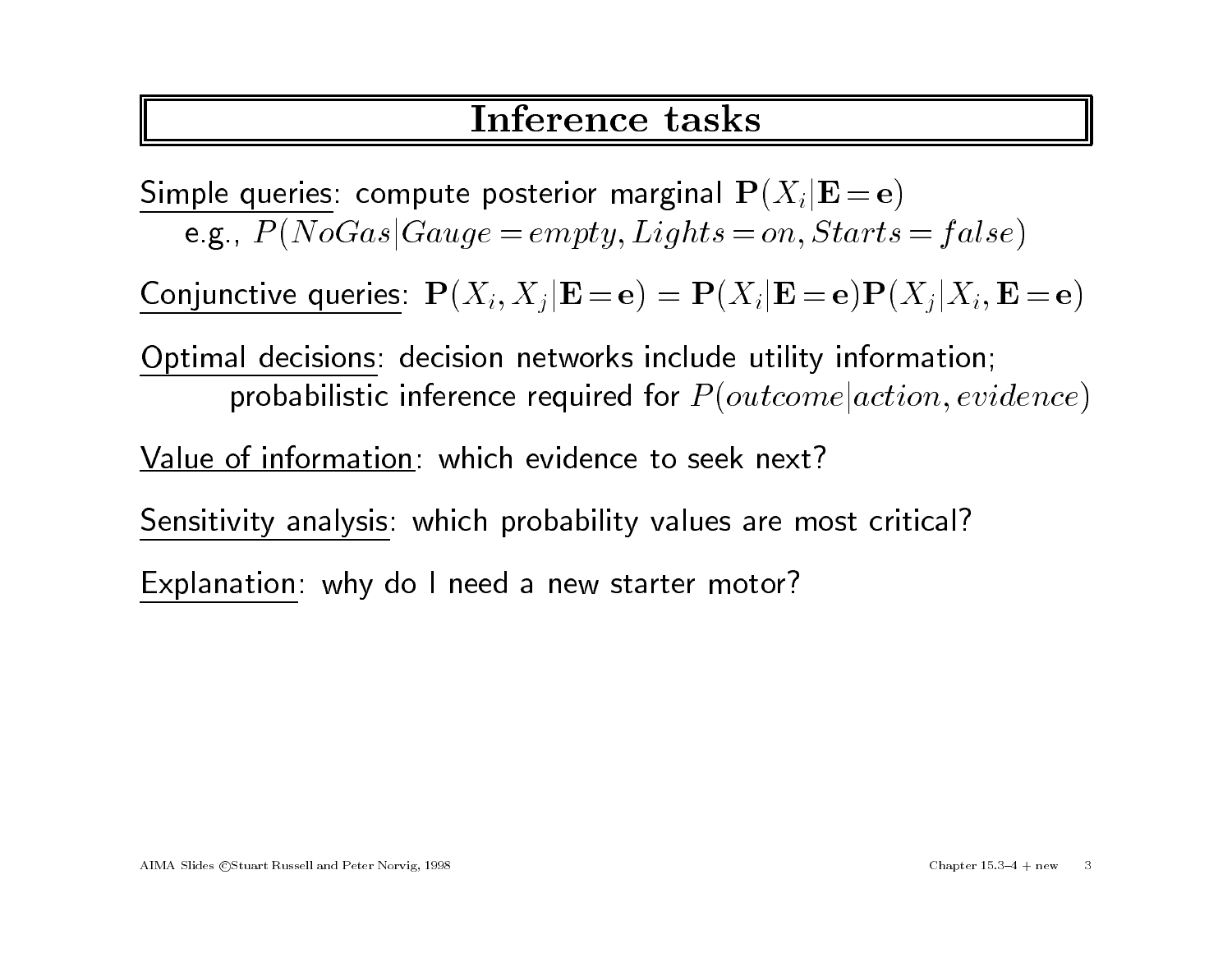# Inference tasks

Simple queries: compute posterior marginal $\mathbf{P}(X_i|\mathbf{E}=\mathbf{e})$
e.g., $P(NoGas|Gauge=empty, Lights=on, Starts=false)$

Conjunctive queries: $\mathbf{P}(X_i, X_j|\mathbf{E}=\mathbf{e}) = \mathbf{P}(X_i|\mathbf{E}=\mathbf{e})\mathbf{P}(X_j|X_i, \mathbf{E}=\mathbf{e})$

Optimal decisions: decision networks include utility information;
probabilistic inference required for $P(outcome|action, evidence)$

Value of information: which evidence to seek next?

Sensitivity analysis: which probability values are most critical?

Explanation: why do I need a new starter motor?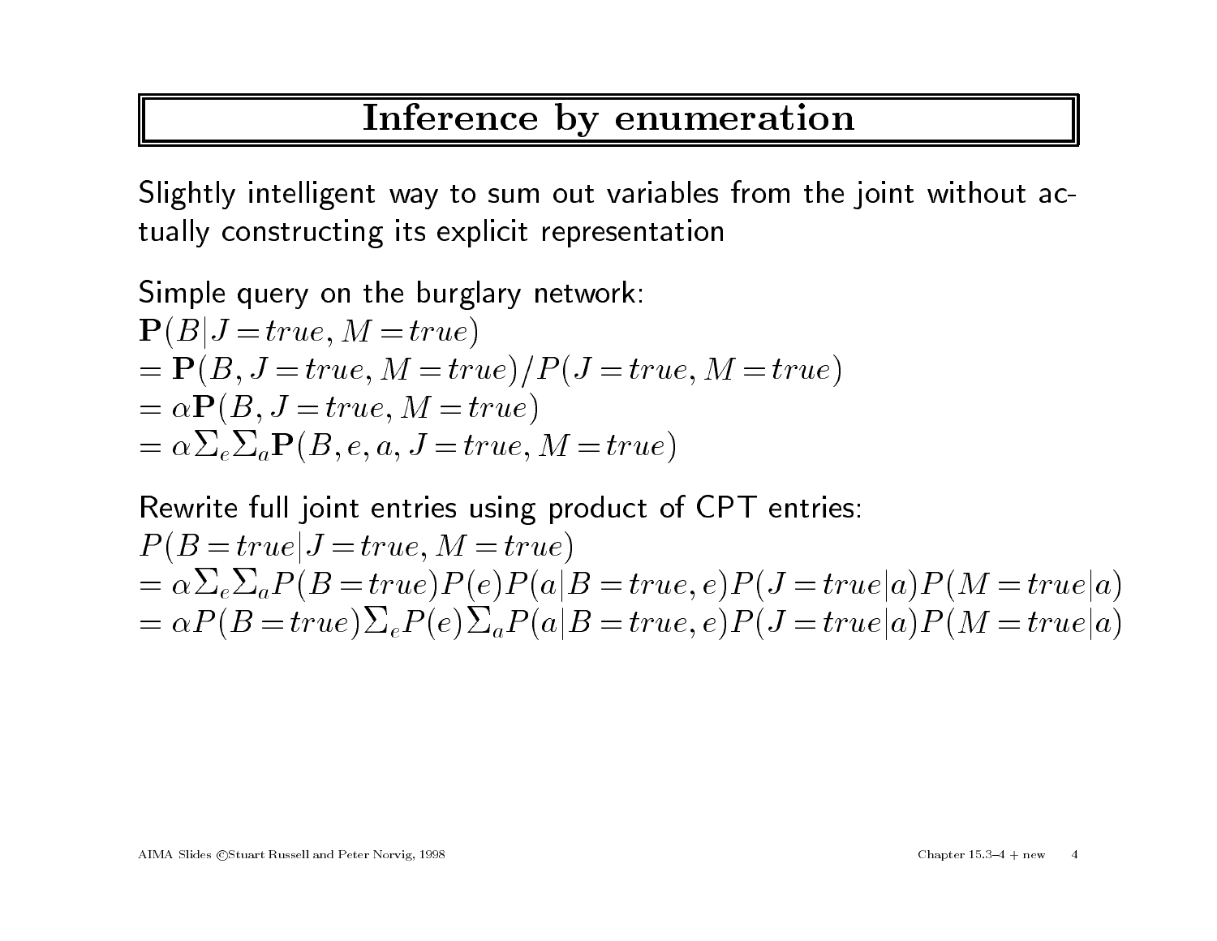# Inference by enumeration

Slightly intelligent way to sum out variables from the joint without actually constructing its explicit representation

Simple query on the burglary network:

$$\mathbf{P}(B|J=true, M=true)$$
$$= \mathbf{P}(B, J=true, M=true)/P(J=true, M=true)$$
$$= \alpha\mathbf{P}(B, J=true, M=true)$$
$$= \alpha \Sigma_e \Sigma_a \mathbf{P}(B, e, a, J=true, M=true)$$

Rewrite full joint entries using product of CPT entries:

$$P(B=true|J=true, M=true)$$
$$= \alpha \Sigma_e \Sigma_a P(B=true)P(e)P(a|B=true, e)P(J=true|a)P(M=true|a)$$
$$= \alpha P(B=true) \Sigma_e P(e) \Sigma_a P(a|B=true, e)P(J=true|a)P(M=true|a)$$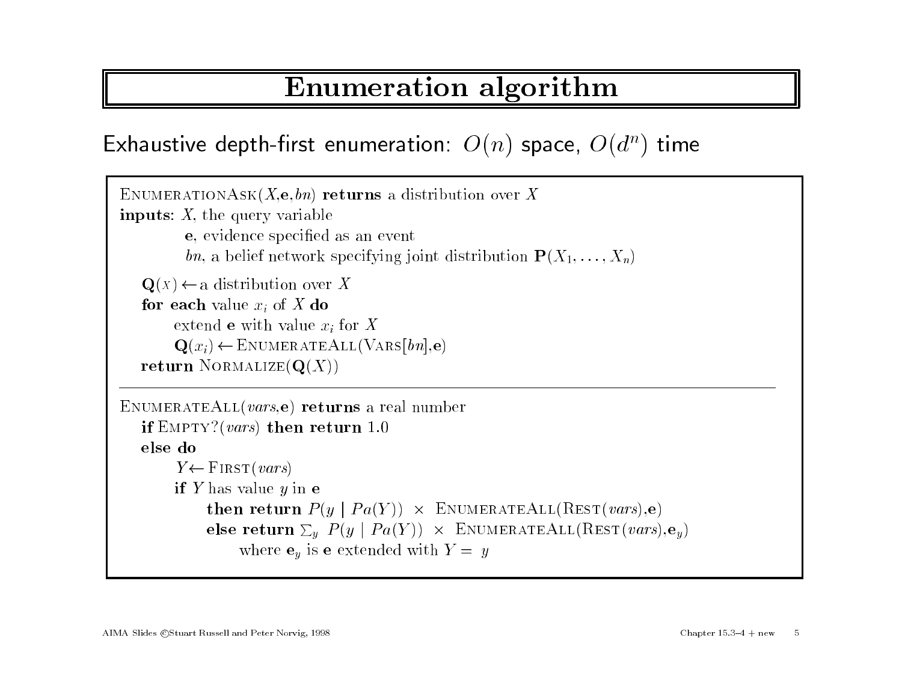# Enumeration algorithm

Exhaustive depth-first enumeration: $O(n)$ space, $O(d^n)$ time

```
ENUMERATIONASK(X,e,bn) returns a distribution over X
inputs: X, the query variable
        e, evidence specified as an event
        bn, a belief network specifying joint distribution P(X_1, ..., X_n)

   Q(X) ← a distribution over X
   for each value x_i of X do
        extend e with value x_i for X
        Q(x_i) ← ENUMERATEALL(VARS[bn],e)
   return NORMALIZE(Q(X))
```

```
ENUMERATEALL(vars,e) returns a real number
   if EMPTY?(vars) then return 1.0
   else do
        Y ← FIRST(vars)
        if Y has value y in e
             then return P(y | Pa(Y)) × ENUMERATEALL(REST(vars),e)
             else return Σ_y P(y | Pa(Y)) × ENUMERATEALL(REST(vars),e_y)
                  where e_y is e extended with Y = y
```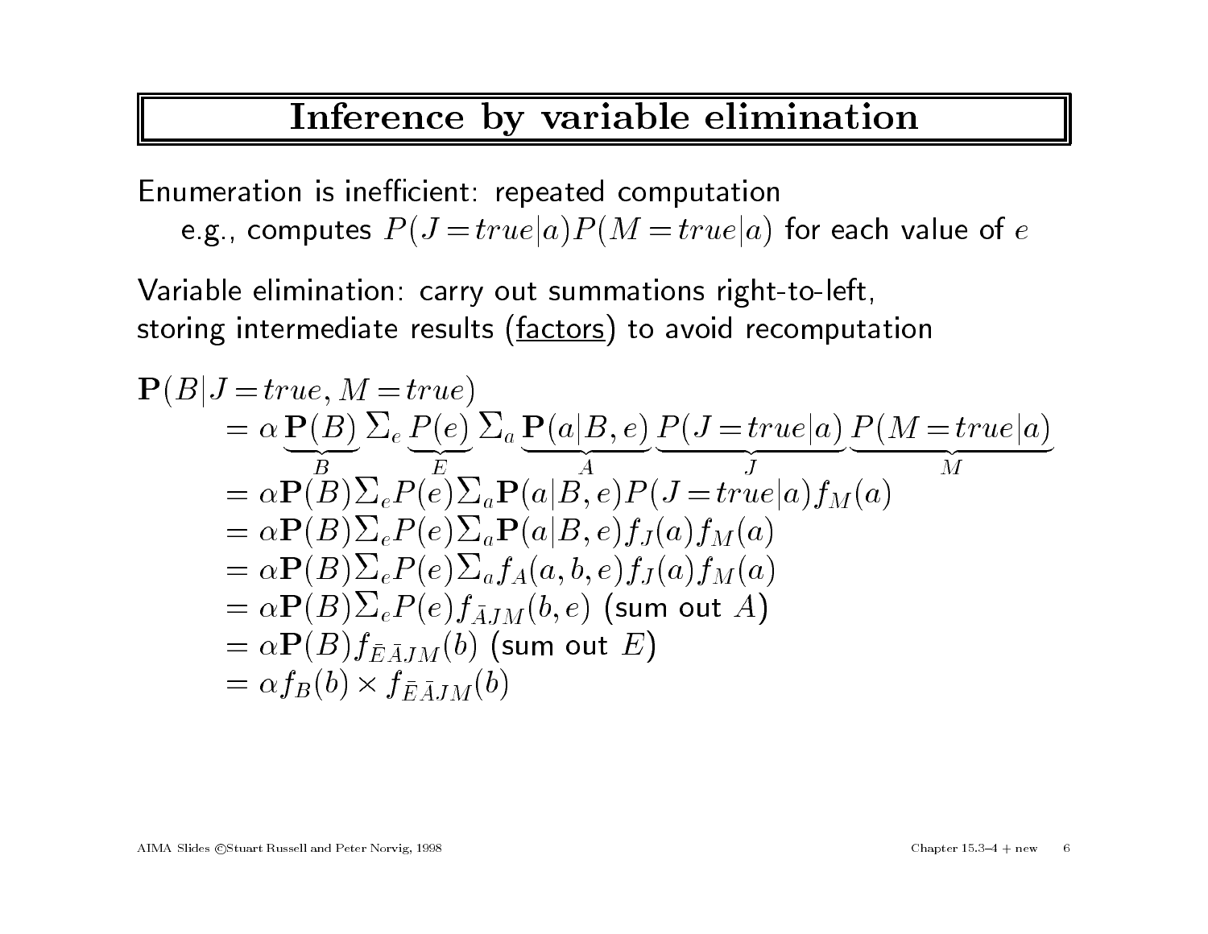# Inference by variable elimination

Enumeration is inefficient: repeated computation
  e.g., computes $P(J = true|a)P(M = true|a)$ for each value of $e$

Variable elimination: carry out summations right-to-left,
storing intermediate results (<u>factors</u>) to avoid recomputation

$$
\begin{aligned}
\mathbf{P}(B|J = true, M = true) \\
&= \alpha \underbrace{\mathbf{P}(B)}_{B} \Sigma_e \underbrace{P(e)}_{E} \Sigma_a \underbrace{\mathbf{P}(a|B,e)}_{A} \underbrace{P(J = true|a)}_{J} \underbrace{P(M = true|a)}_{M} \\
&= \alpha \mathbf{P}(B) \Sigma_e P(e) \Sigma_a \mathbf{P}(a|B,e) P(J = true|a) f_M(a) \\
&= \alpha \mathbf{P}(B) \Sigma_e P(e) \Sigma_a \mathbf{P}(a|B,e) f_J(a) f_M(a) \\
&= \alpha \mathbf{P}(B) \Sigma_e P(e) \Sigma_a f_A(a,b,e) f_J(a) f_M(a) \\
&= \alpha \mathbf{P}(B) \Sigma_e P(e) f_{\bar{A}JM}(b,e) \text{ (sum out } A\text{)} \\
&= \alpha \mathbf{P}(B) f_{\bar{E}\bar{A}JM}(b) \text{ (sum out } E\text{)} \\
&= \alpha f_B(b) \times f_{\bar{E}\bar{A}JM}(b)
\end{aligned}
$$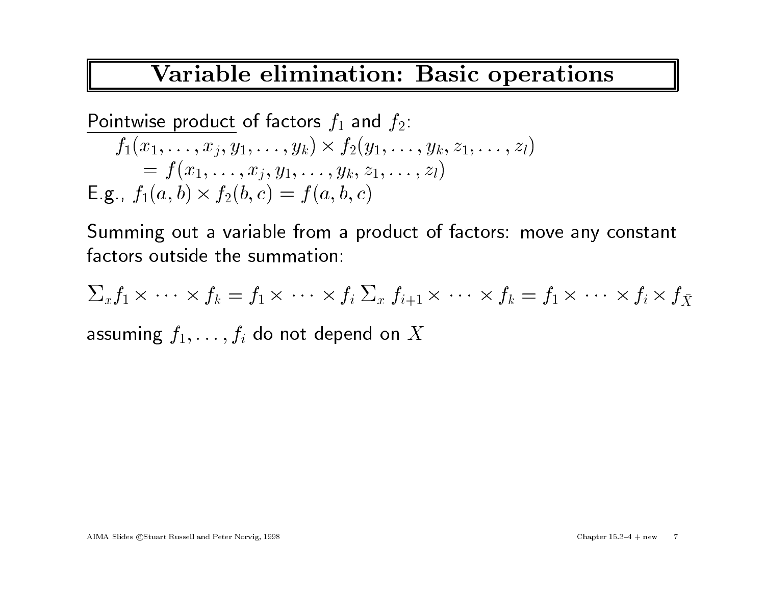# Variable elimination: Basic operations

Pointwise product of factors $f_1$ and $f_2$:

$$f_1(x_1, \ldots, x_j, y_1, \ldots, y_k) \times f_2(y_1, \ldots, y_k, z_1, \ldots, z_l)$$
$$= f(x_1, \ldots, x_j, y_1, \ldots, y_k, z_1, \ldots, z_l)$$

E.g., $f_1(a, b) \times f_2(b, c) = f(a, b, c)$

Summing out a variable from a product of factors: move any constant factors outside the summation:

$$\Sigma_x f_1 \times \cdots \times f_k = f_1 \times \cdots \times f_i \, \Sigma_x \, f_{i+1} \times \cdots \times f_k = f_1 \times \cdots \times f_i \times f_{\bar{X}}$$

assuming $f_1, \ldots, f_i$ do not depend on $X$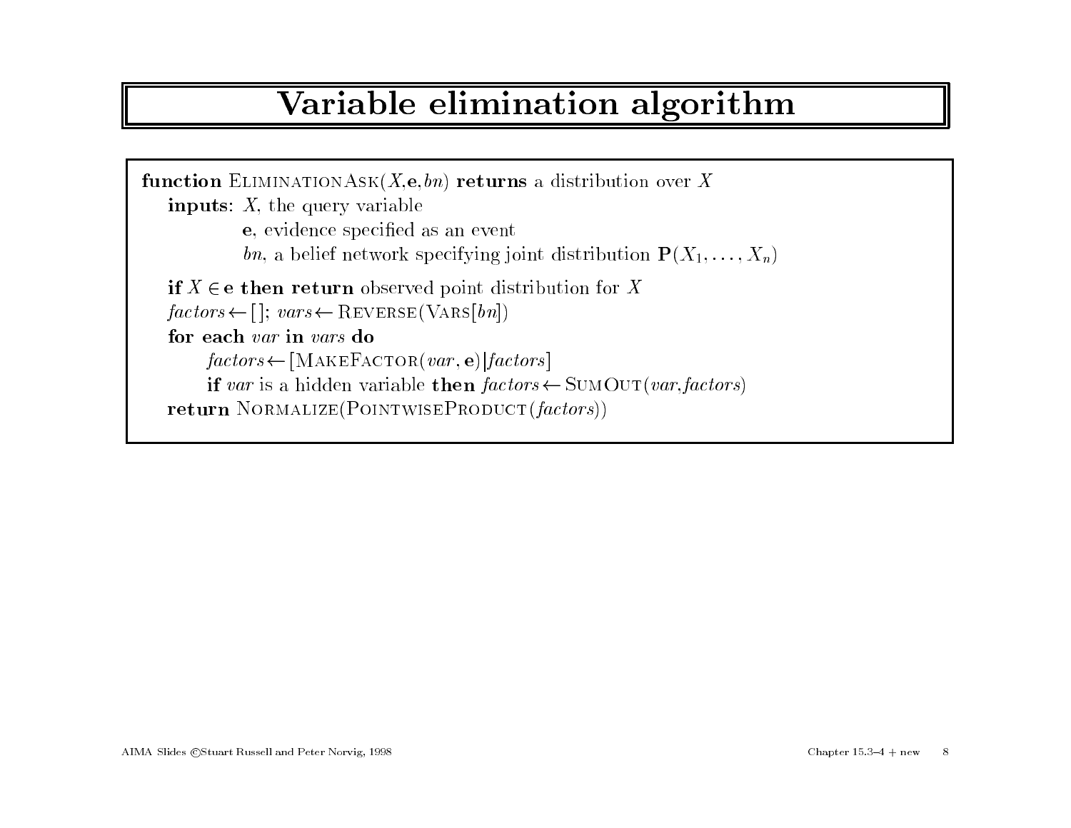# Variable elimination algorithm

```
function EliminationAsk(X,e,bn) returns a distribution over X
   inputs: X, the query variable
           e, evidence specified as an event
           bn, a belief network specifying joint distribution P(X_1, ..., X_n)

   if X ∈ e then return observed point distribution for X
   factors ← [ ]; vars ← Reverse(Vars[bn])
   for each var in vars do
       factors ← [MakeFactor(var, e)|factors]
       if var is a hidden variable then factors ← SumOut(var,factors)
   return Normalize(PointwiseProduct(factors))
```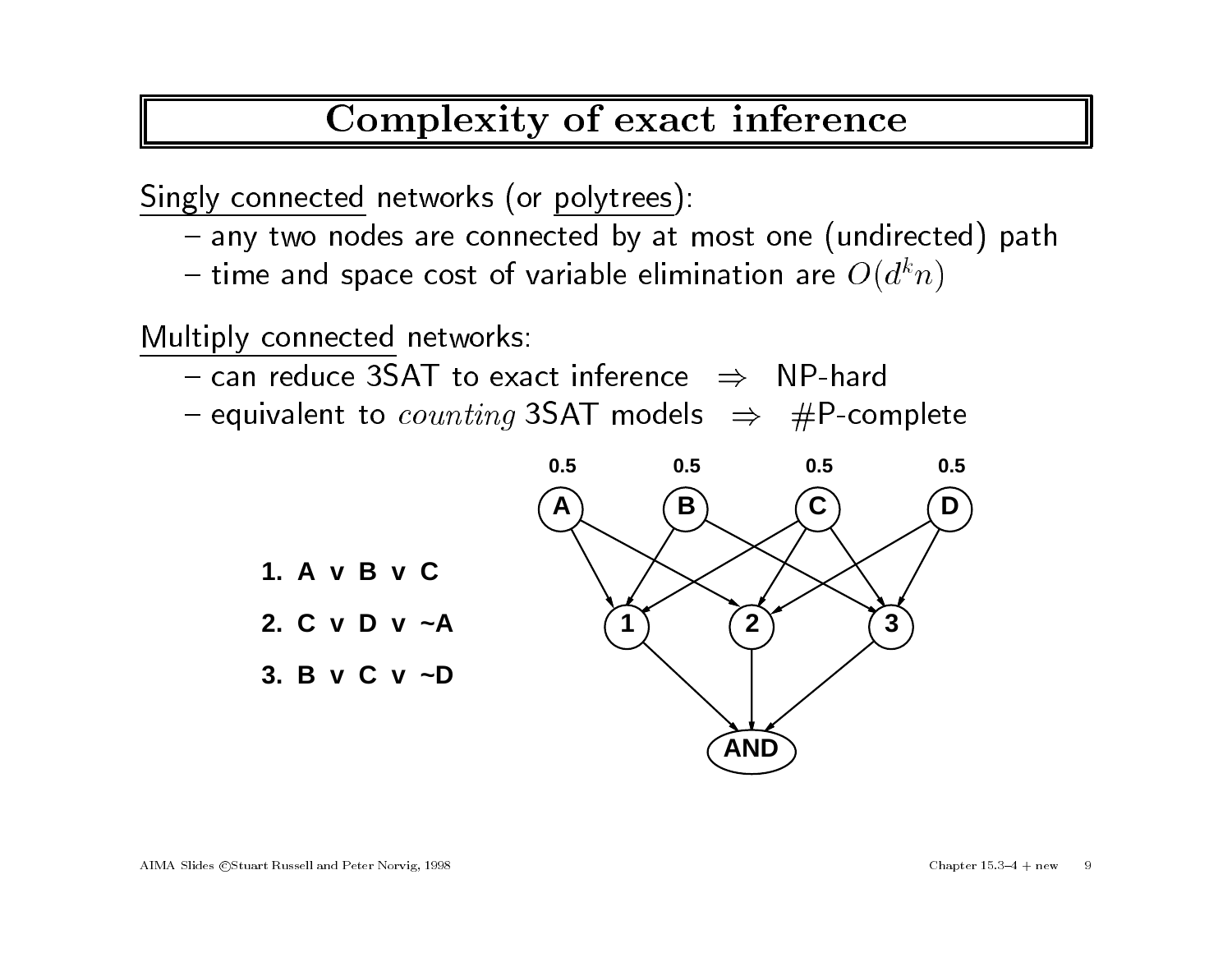# Complexity of exact inference

Singly connected networks (or polytrees):
- any two nodes are connected by at most one (undirected) path
- time and space cost of variable elimination are $O(d^k n)$

Multiply connected networks:
- can reduce 3SAT to exact inference $\Rightarrow$ NP-hard
- equivalent to *counting* 3SAT models $\Rightarrow$ #P-complete

1. A v B v C
2. C v D v ~A
3. B v C v ~D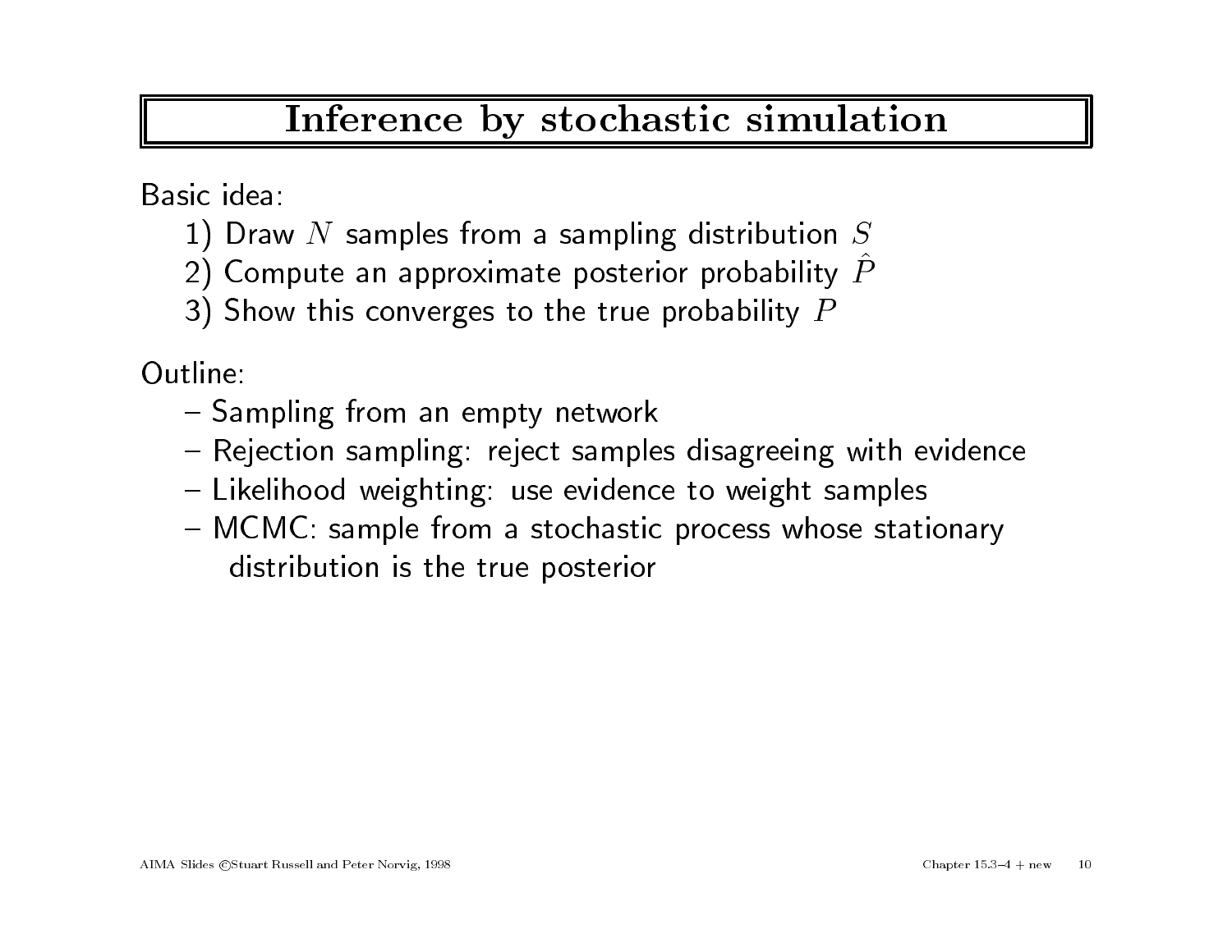# Inference by stochastic simulation

Basic idea:

1) Draw $N$ samples from a sampling distribution $S$
2) Compute an approximate posterior probability $\hat{P}$
3) Show this converges to the true probability $P$

Outline:

- Sampling from an empty network
- Rejection sampling: reject samples disagreeing with evidence
- Likelihood weighting: use evidence to weight samples
- MCMC: sample from a stochastic process whose stationary distribution is the true posterior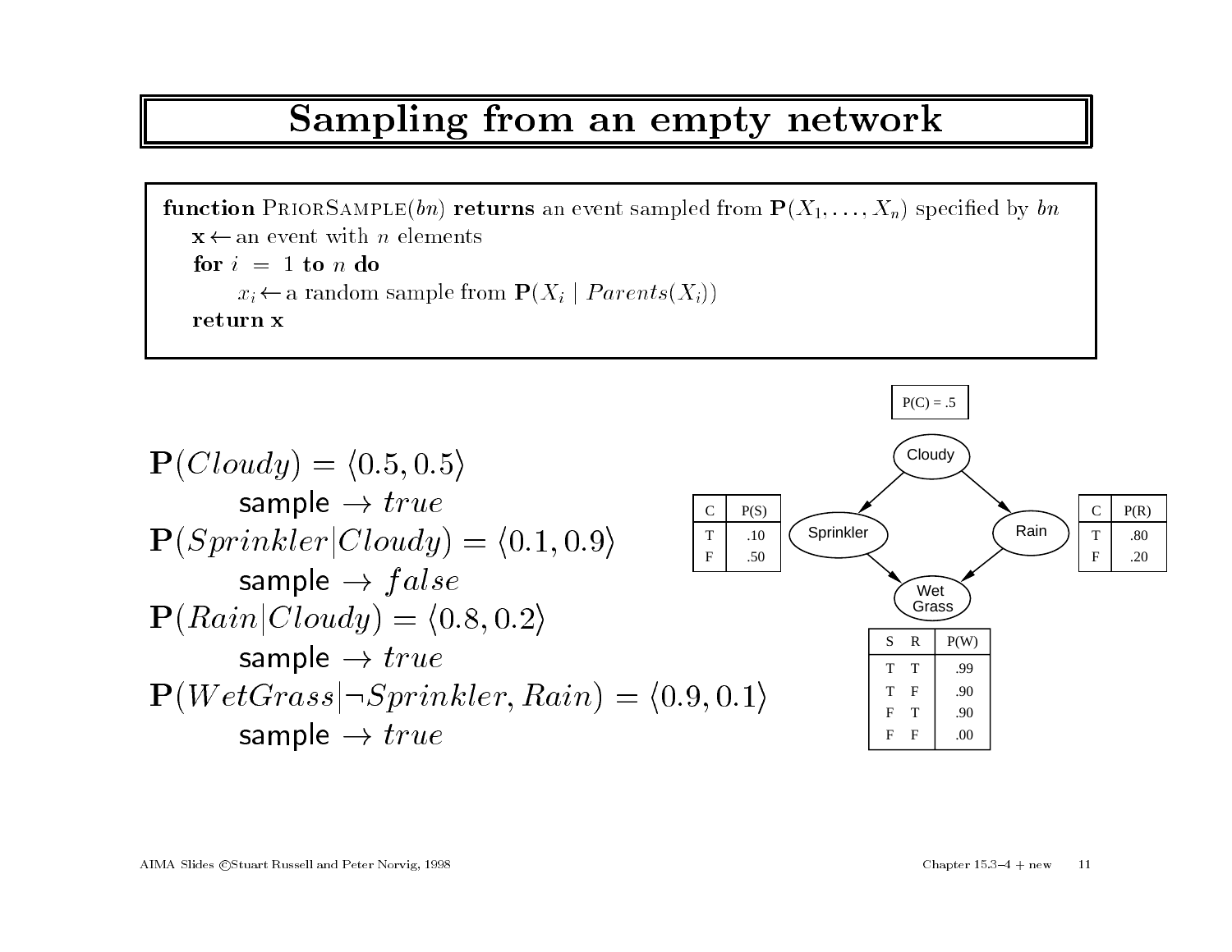# Sampling from an empty network

```
function PriorSample(bn) returns an event sampled from P(X_1, ..., X_n) specified by bn
    x ← an event with n elements
    for i = 1 to n do
        x_i ← a random sample from P(X_i | Parents(X_i))
    return x
```

$\mathbf{P}(Cloudy) = \langle 0.5, 0.5 \rangle$

sample $\rightarrow true$

$\mathbf{P}(Sprinkler|Cloudy) = \langle 0.1, 0.9 \rangle$

sample $\rightarrow false$

$\mathbf{P}(Rain|Cloudy) = \langle 0.8, 0.2 \rangle$

sample $\rightarrow true$

$\mathbf{P}(WetGrass|\neg Sprinkler, Rain) = \langle 0.9, 0.1 \rangle$

sample $\rightarrow true$

P(C) = .5

| C | P(S) |
|---|---|
| T | .10 |
| F | .50 |

| C | P(R) |
|---|---|
| T | .80 |
| F | .20 |

| S | R | P(W) |
|---|---|---|
| T | T | .99 |
| T | F | .90 |
| F | T | .90 |
| F | F | .00 |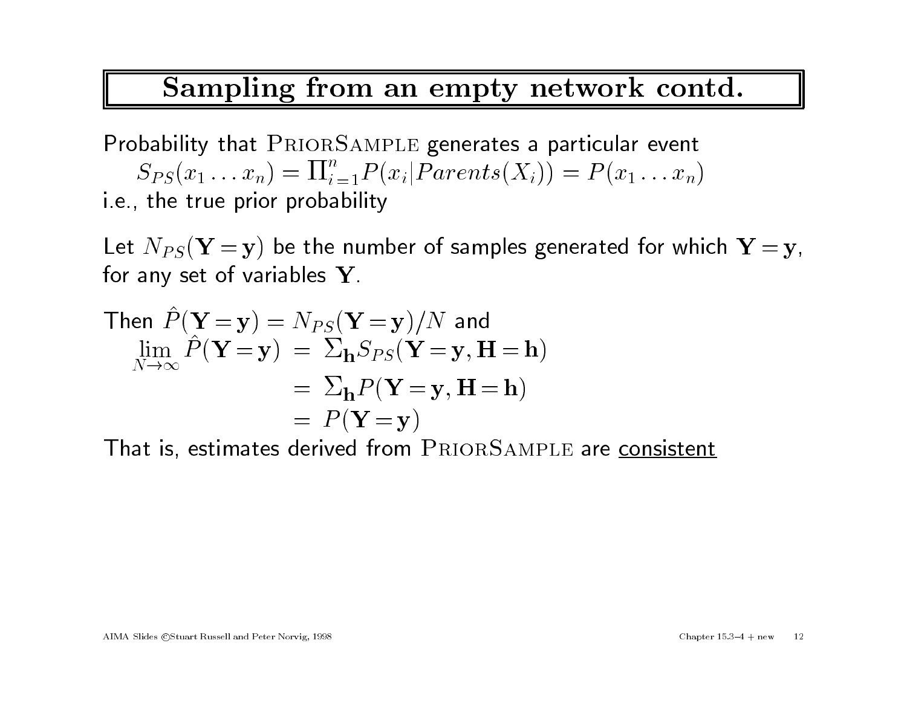# Sampling from an empty network contd.

Probability that PriorSample generates a particular event

$$S_{PS}(x_1 \ldots x_n) = \Pi_{i=1}^{n} P(x_i | Parents(X_i)) = P(x_1 \ldots x_n)$$

i.e., the true prior probability

Let $N_{PS}(\mathbf{Y} = \mathbf{y})$ be the number of samples generated for which $\mathbf{Y} = \mathbf{y}$, for any set of variables $\mathbf{Y}$.

Then $\hat{P}(\mathbf{Y} = \mathbf{y}) = N_{PS}(\mathbf{Y} = \mathbf{y})/N$ and

$$\begin{aligned}
\lim_{N \to \infty} \hat{P}(\mathbf{Y} = \mathbf{y}) &= \Sigma_{\mathbf{h}} S_{PS}(\mathbf{Y} = \mathbf{y}, \mathbf{H} = \mathbf{h}) \\
&= \Sigma_{\mathbf{h}} P(\mathbf{Y} = \mathbf{y}, \mathbf{H} = \mathbf{h}) \\
&= P(\mathbf{Y} = \mathbf{y})
\end{aligned}$$

That is, estimates derived from PriorSample are consistent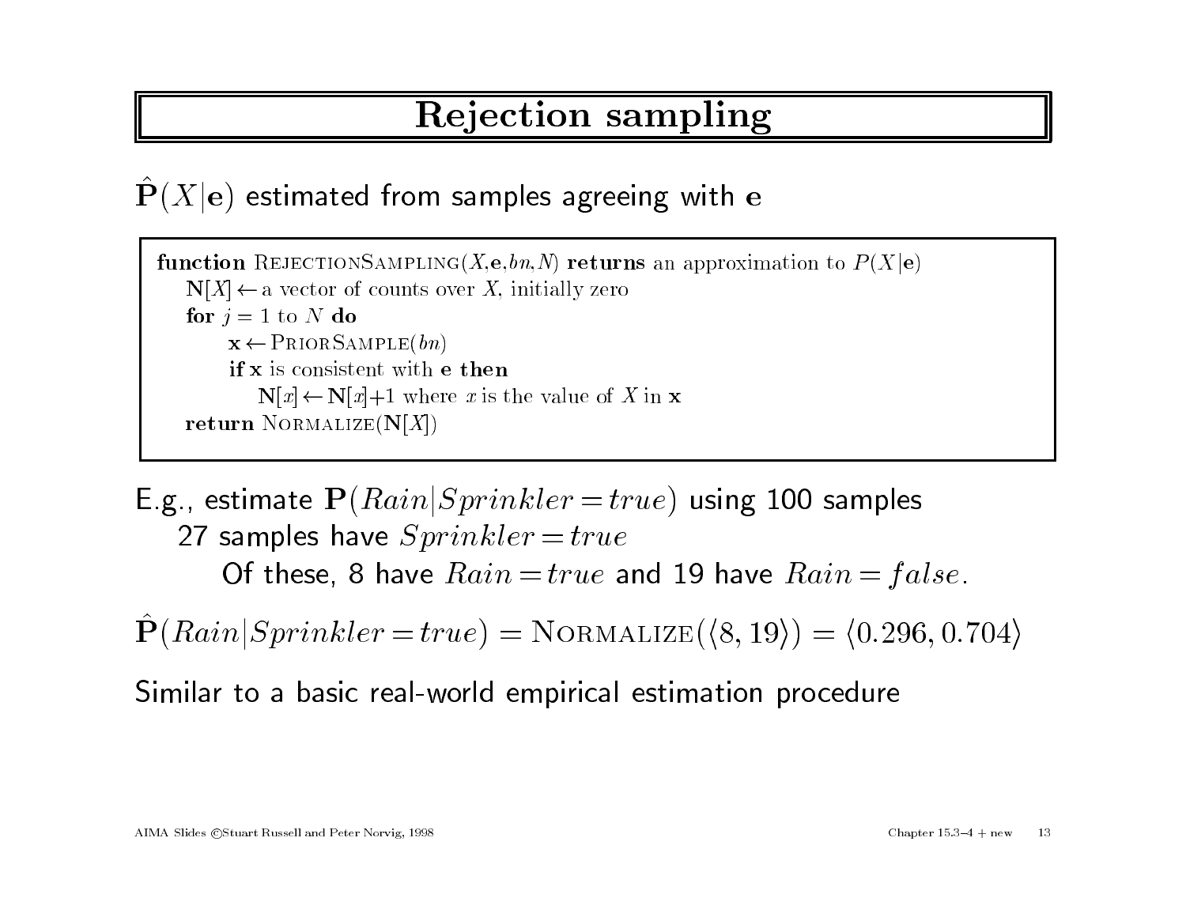# Rejection sampling

$\hat{\mathbf{P}}(X|\mathbf{e})$ estimated from samples agreeing with $\mathbf{e}$

```
function RejectionSampling(X,e,bn,N) returns an approximation to P(X|e)
   N[X] ← a vector of counts over X, initially zero
   for j = 1 to N do
       x ← PriorSample(bn)
       if x is consistent with e then
          N[x] ← N[x]+1 where x is the value of X in x
   return Normalize(N[X])
```

E.g., estimate $\mathbf{P}(Rain|Sprinkler = true)$ using 100 samples
  27 samples have $Sprinkler = true$
    Of these, 8 have $Rain = true$ and 19 have $Rain = false$.

$\hat{\mathbf{P}}(Rain|Sprinkler = true) = \textsc{Normalize}(\langle 8, 19\rangle) = \langle 0.296, 0.704\rangle$

Similar to a basic real-world empirical estimation procedure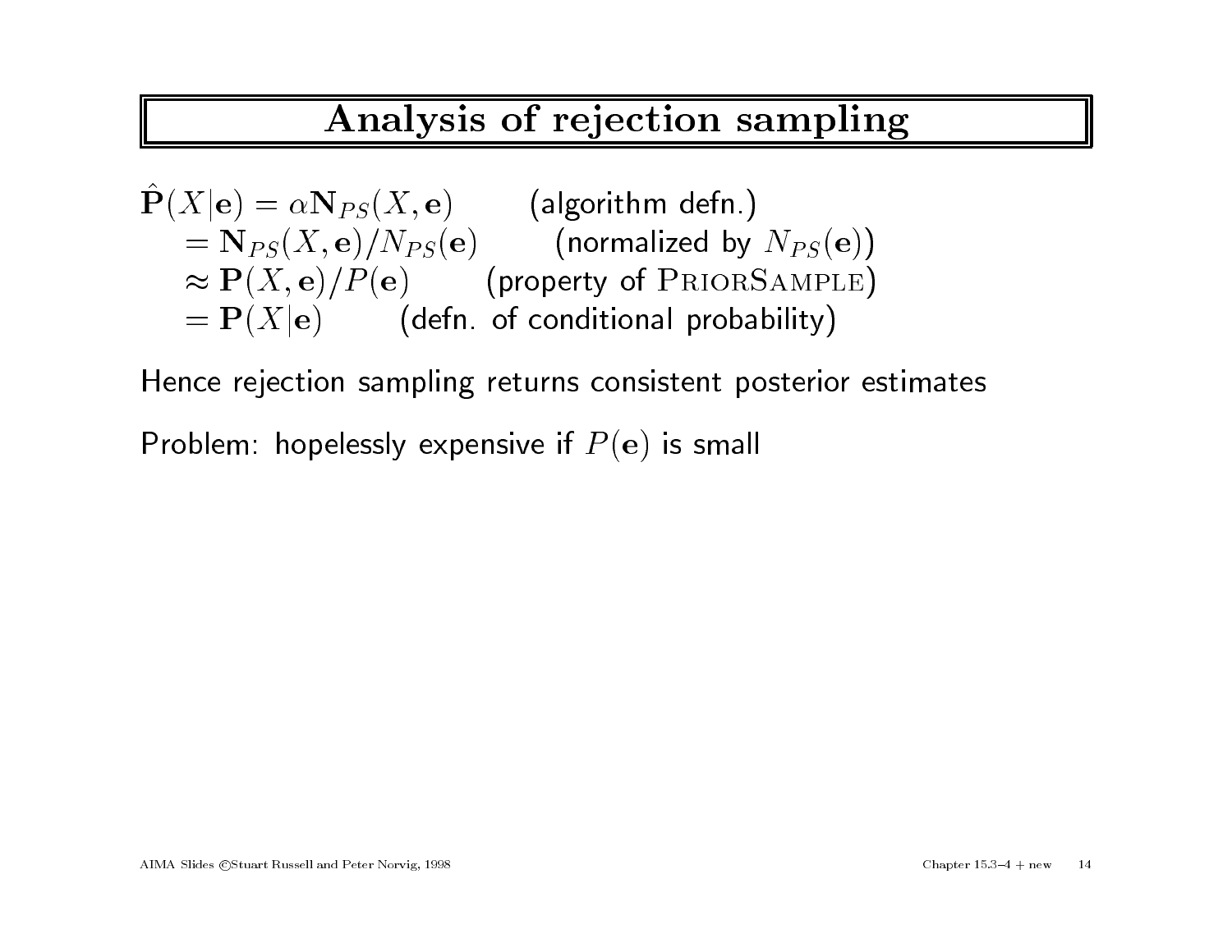# Analysis of rejection sampling

$\hat{\mathbf{P}}(X|\mathbf{e}) = \alpha \mathbf{N}_{PS}(X, \mathbf{e})$ (algorithm defn.)

$= \mathbf{N}_{PS}(X, \mathbf{e}) / N_{PS}(\mathbf{e})$ (normalized by $N_{PS}(\mathbf{e})$)

$\approx \mathbf{P}(X, \mathbf{e}) / P(\mathbf{e})$ (property of PriorSample)

$= \mathbf{P}(X|\mathbf{e})$ (defn. of conditional probability)

Hence rejection sampling returns consistent posterior estimates

Problem: hopelessly expensive if $P(\mathbf{e})$ is small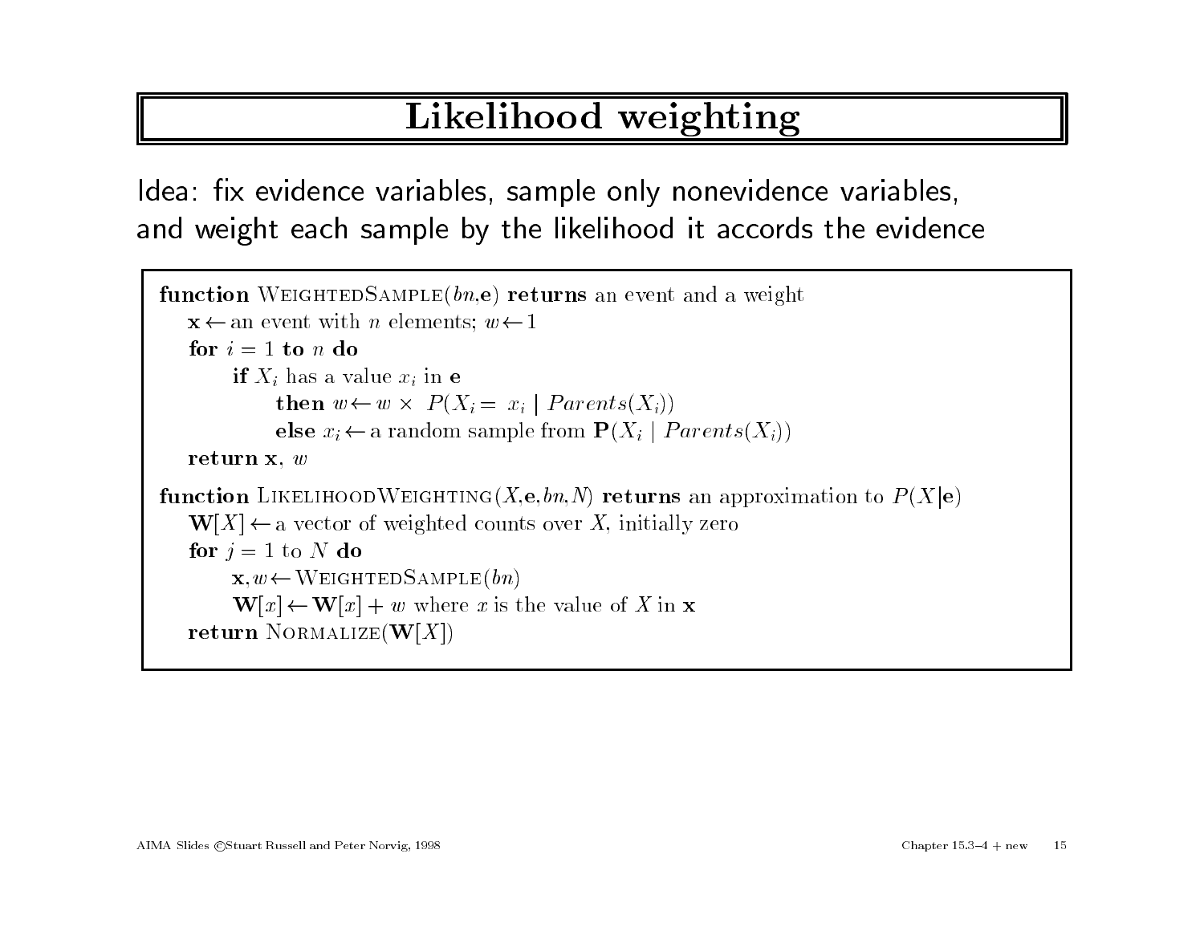# Likelihood weighting

Idea: fix evidence variables, sample only nonevidence variables, and weight each sample by the likelihood it accords the evidence

```
function WeightedSample(bn, e) returns an event and a weight
   x ← an event with n elements; w ← 1
   for i = 1 to n do
       if X_i has a value x_i in e
           then w ← w × P(X_i = x_i | Parents(X_i))
           else x_i ← a random sample from P(X_i | Parents(X_i))
   return x, w

function LikelihoodWeighting(X, e, bn, N) returns an approximation to P(X|e)
   W[X] ← a vector of weighted counts over X, initially zero
   for j = 1 to N do
       x, w ← WeightedSample(bn)
       W[x] ← W[x] + w where x is the value of X in x
   return Normalize(W[X])
```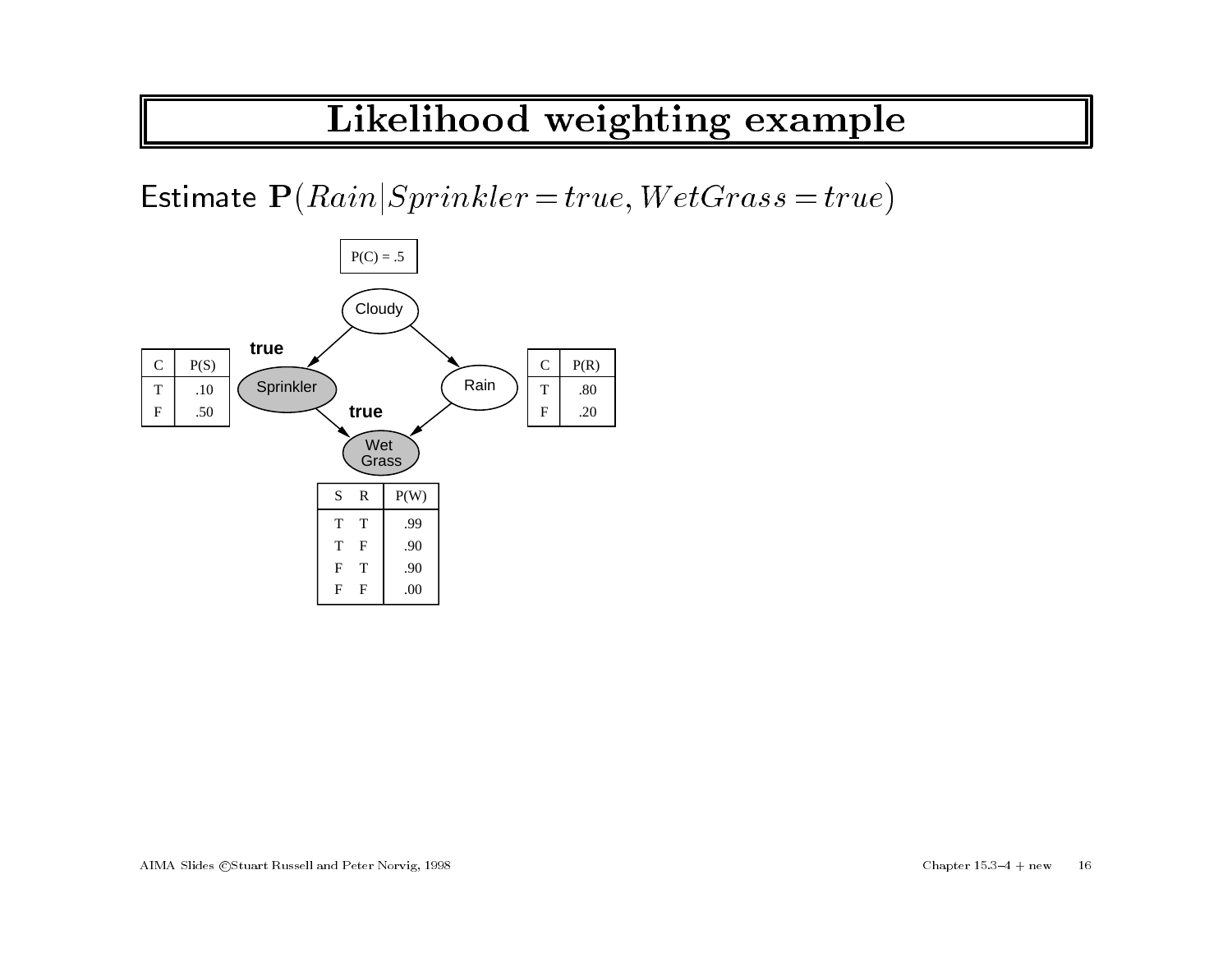# Likelihood weighting example

Estimate $\mathbf{P}(Rain|Sprinkler = true, WetGrass = true)$

P(C) = .5

Cloudy

Sprinkler — true

Rain

Wet Grass — true

| C | P(S) |
|---|---|
| T | .10 |
| F | .50 |

| C | P(R) |
|---|---|
| T | .80 |
| F | .20 |

| S | R | P(W) |
|---|---|---|
| T | T | .99 |
| T | F | .90 |
| F | T | .90 |
| F | F | .00 |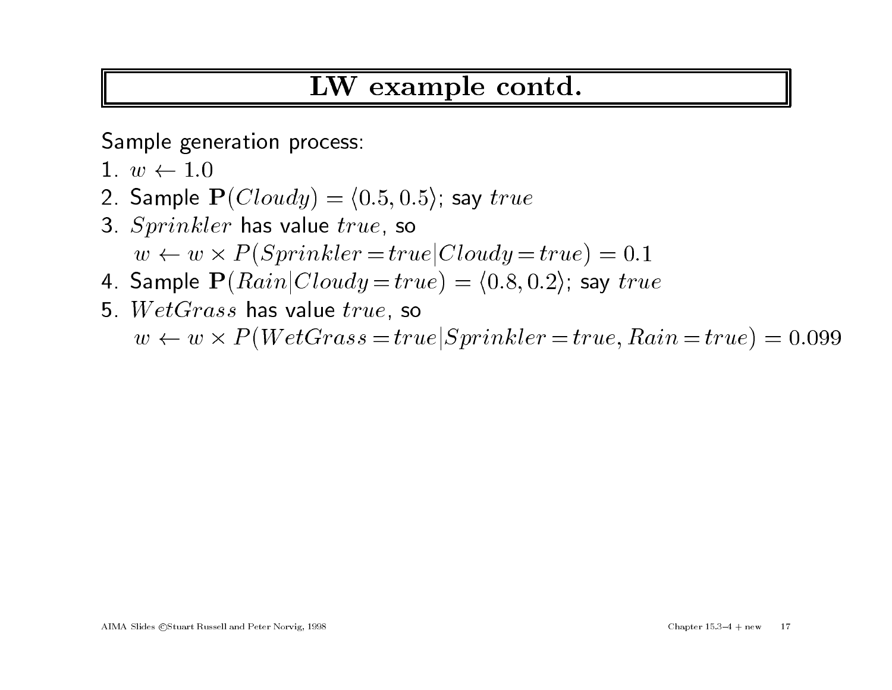# LW example contd.

Sample generation process:

1. $w \leftarrow 1.0$
2. Sample $\mathbf{P}(Cloudy) = \langle 0.5, 0.5 \rangle$; say $true$
3. $Sprinkler$ has value $true$, so
   $w \leftarrow w \times P(Sprinkler = true | Cloudy = true) = 0.1$
4. Sample $\mathbf{P}(Rain | Cloudy = true) = \langle 0.8, 0.2 \rangle$; say $true$
5. $WetGrass$ has value $true$, so
   $w \leftarrow w \times P(WetGrass = true | Sprinkler = true, Rain = true) = 0.099$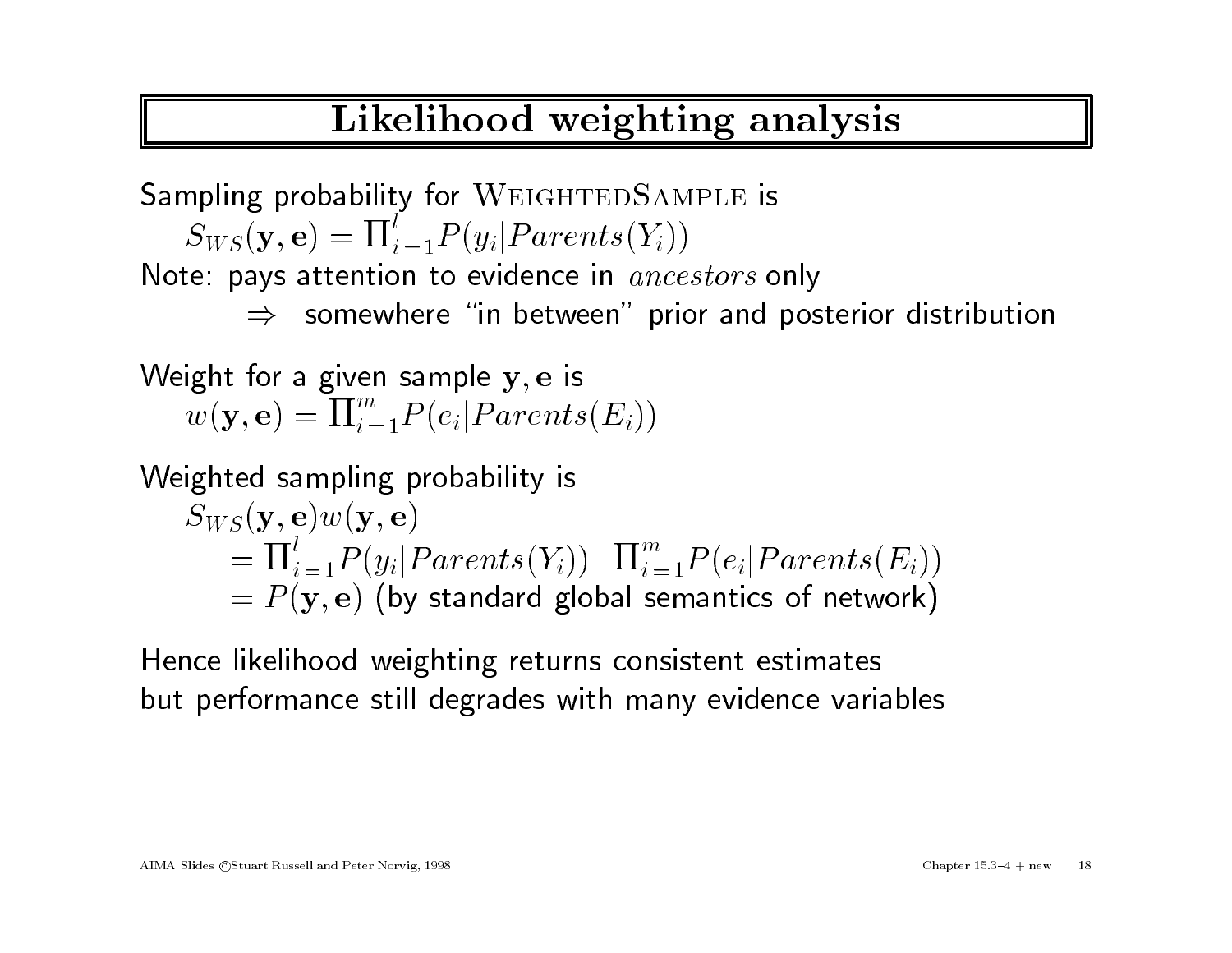# Likelihood weighting analysis

Sampling probability for WeightedSample is
$S_{WS}(\mathbf{y}, \mathbf{e}) = \prod_{i=1}^{l} P(y_i | Parents(Y_i))$
Note: pays attention to evidence in *ancestors* only
$\Rightarrow$ somewhere "in between" prior and posterior distribution

Weight for a given sample $\mathbf{y}, \mathbf{e}$ is
$w(\mathbf{y}, \mathbf{e}) = \prod_{i=1}^{m} P(e_i | Parents(E_i))$

Weighted sampling probability is

$$
\begin{aligned}
& S_{WS}(\mathbf{y}, \mathbf{e}) w(\mathbf{y}, \mathbf{e}) \\
& \quad = \prod_{i=1}^{l} P(y_i | Parents(Y_i)) \;\; \prod_{i=1}^{m} P(e_i | Parents(E_i)) \\
& \quad = P(\mathbf{y}, \mathbf{e}) \text{ (by standard global semantics of network)}
\end{aligned}
$$

Hence likelihood weighting returns consistent estimates
but performance still degrades with many evidence variables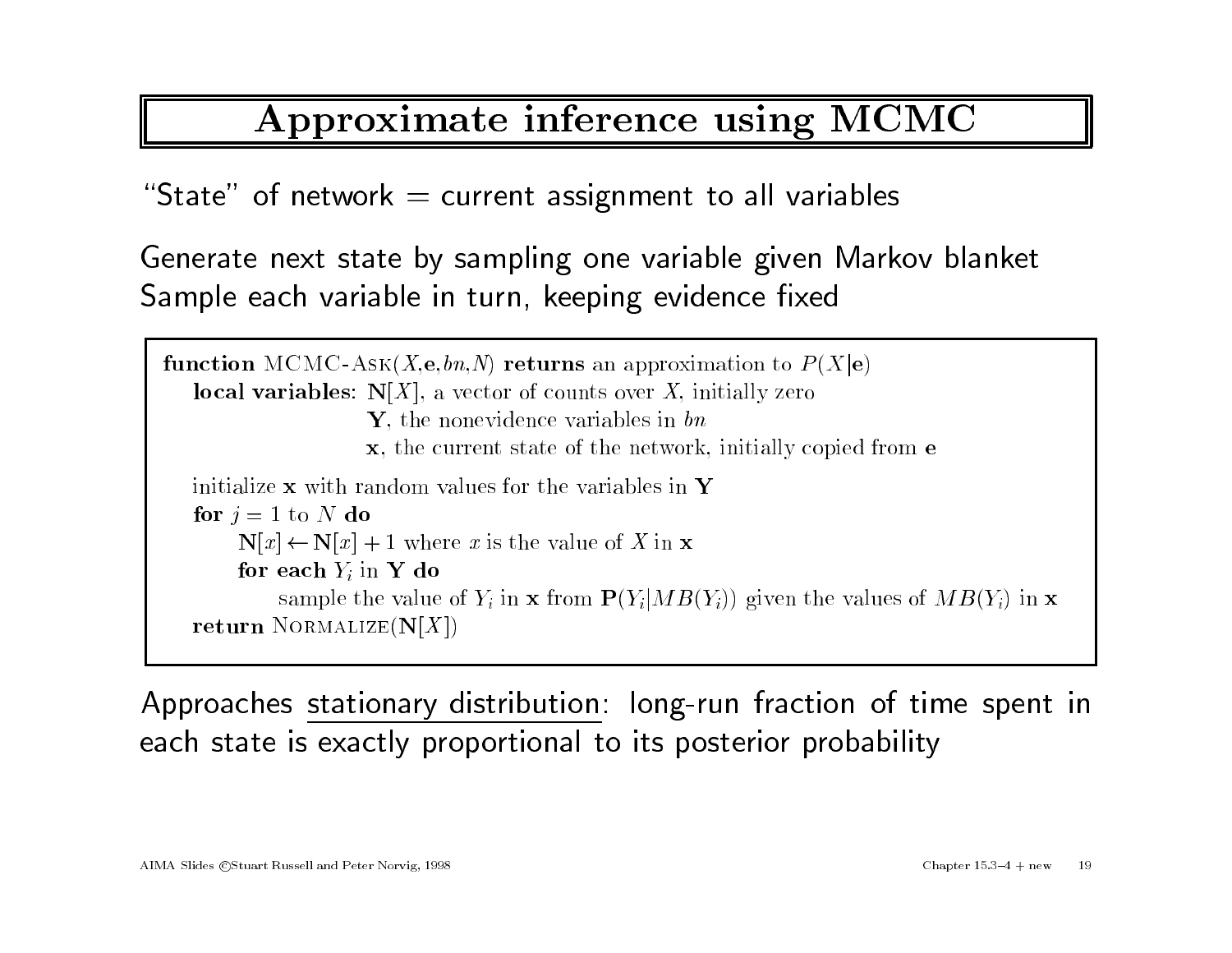# Approximate inference using MCMC

"State" of network = current assignment to all variables

Generate next state by sampling one variable given Markov blanket
Sample each variable in turn, keeping evidence fixed

```
function MCMC-Ask(X,e,bn,N) returns an approximation to P(X|e)
   local variables: N[X], a vector of counts over X, initially zero
                    Y, the nonevidence variables in bn
                    x, the current state of the network, initially copied from e

   initialize x with random values for the variables in Y
   for j = 1 to N do
       N[x] ← N[x] + 1 where x is the value of X in x
       for each Y_i in Y do
           sample the value of Y_i in x from P(Y_i|MB(Y_i)) given the values of MB(Y_i) in x
   return Normalize(N[X])
```

Approaches stationary distribution: long-run fraction of time spent in each state is exactly proportional to its posterior probability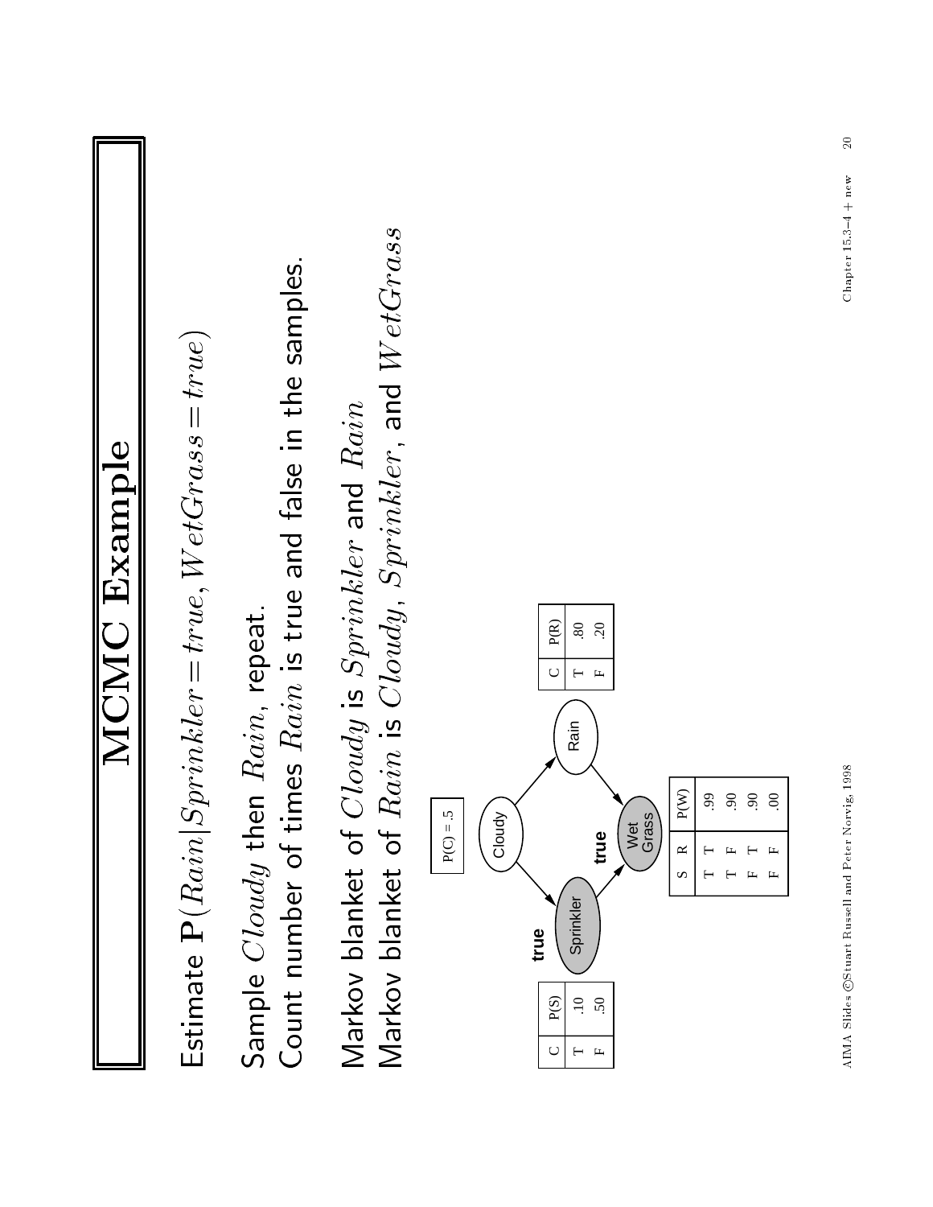# MCMC Example

Estimate $\mathbf{P}(Rain|Sprinkler = true, WetGrass = true)$

Sample $Cloudy$ then $Rain$, repeat.
Count number of times $Rain$ is true and false in the samples.

Markov blanket of $Cloudy$ is $Sprinkler$ and $Rain$
Markov blanket of $Rain$ is $Cloudy$, $Sprinkler$, and $WetGrass$

$P(C) = .5$

| C | P(S) |
|---|---|
| T | .10 |
| F | .50 |

| C | P(R) |
|---|---|
| T | .80 |
| F | .20 |

| S | R | P(W) |
|---|---|---|
| T | T | .99 |
| T | F | .90 |
| F | T | .90 |
| F | F | .00 |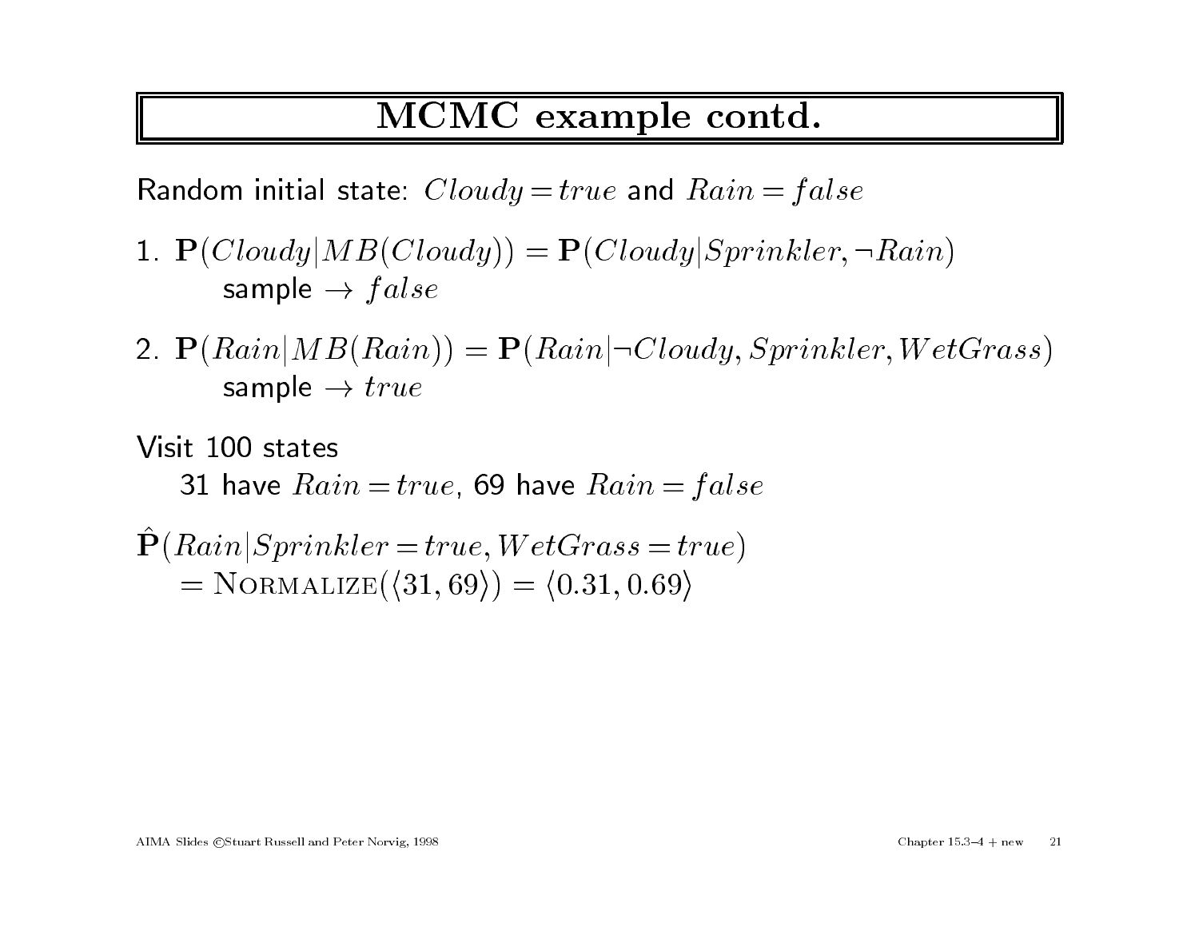# MCMC example contd.

Random initial state: $Cloudy = true$ and $Rain = false$

1. $\mathbf{P}(Cloudy|MB(Cloudy)) = \mathbf{P}(Cloudy|Sprinkler, \neg Rain)$
   sample $\rightarrow false$

2. $\mathbf{P}(Rain|MB(Rain)) = \mathbf{P}(Rain|\neg Cloudy, Sprinkler, WetGrass)$
   sample $\rightarrow true$

Visit 100 states
   31 have $Rain = true$, 69 have $Rain = false$

$\hat{\mathbf{P}}(Rain|Sprinkler = true, WetGrass = true)$
   $= \textsc{Normalize}(\langle 31, 69 \rangle) = \langle 0.31, 0.69 \rangle$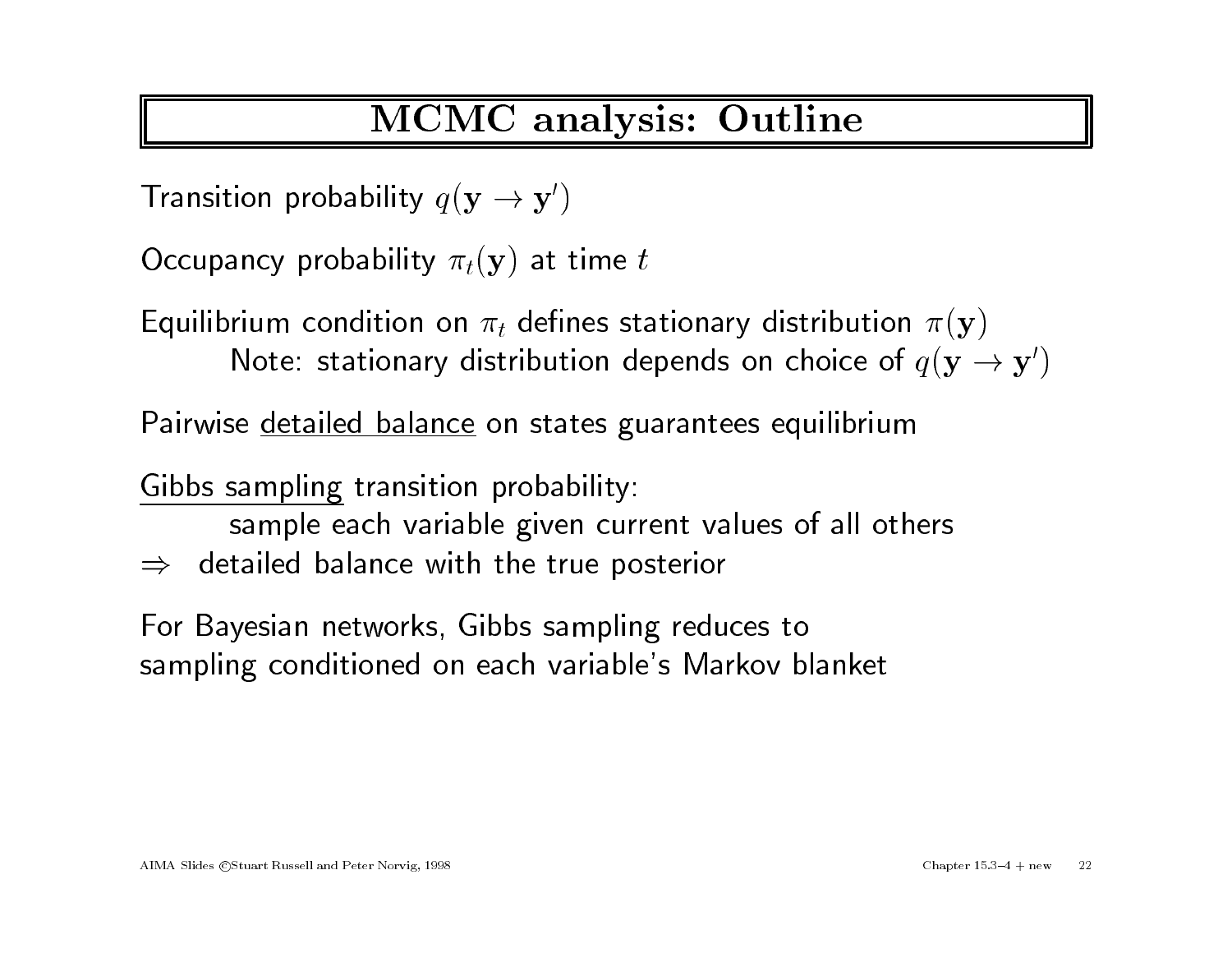# MCMC analysis: Outline

Transition probability $q(\mathbf{y} \to \mathbf{y}')$

Occupancy probability $\pi_t(\mathbf{y})$ at time $t$

Equilibrium condition on $\pi_t$ defines stationary distribution $\pi(\mathbf{y})$
Note: stationary distribution depends on choice of $q(\mathbf{y} \to \mathbf{y}')$

Pairwise detailed balance on states guarantees equilibrium

Gibbs sampling transition probability:
sample each variable given current values of all others
$\Rightarrow$ detailed balance with the true posterior

For Bayesian networks, Gibbs sampling reduces to
sampling conditioned on each variable's Markov blanket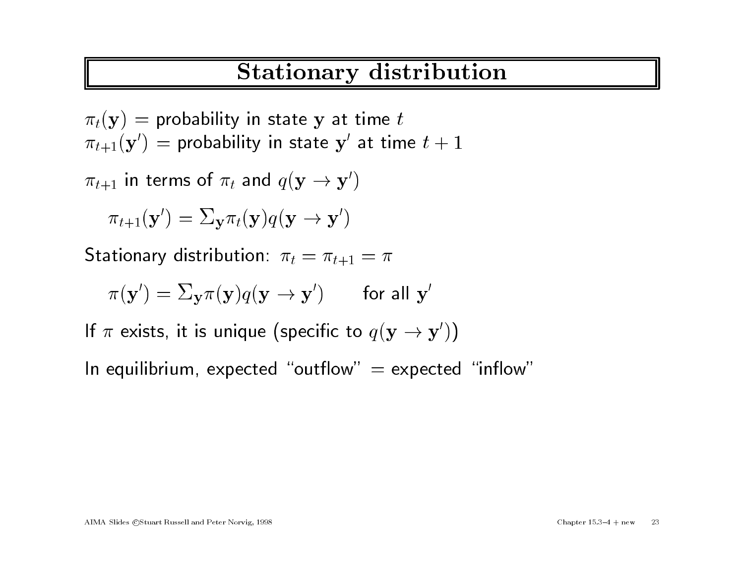# Stationary distribution

$\pi_t(\mathbf{y})$ = probability in state $\mathbf{y}$ at time $t$
$\pi_{t+1}(\mathbf{y}')$ = probability in state $\mathbf{y}'$ at time $t+1$

$\pi_{t+1}$ in terms of $\pi_t$ and $q(\mathbf{y} \rightarrow \mathbf{y}')$

$$\pi_{t+1}(\mathbf{y}') = \Sigma_{\mathbf{y}} \pi_t(\mathbf{y}) q(\mathbf{y} \rightarrow \mathbf{y}')$$

Stationary distribution: $\pi_t = \pi_{t+1} = \pi$

$$\pi(\mathbf{y}') = \Sigma_{\mathbf{y}} \pi(\mathbf{y}) q(\mathbf{y} \rightarrow \mathbf{y}') \qquad \text{for all } \mathbf{y}'$$

If $\pi$ exists, it is unique (specific to $q(\mathbf{y} \rightarrow \mathbf{y}')$)

In equilibrium, expected "outflow" = expected "inflow"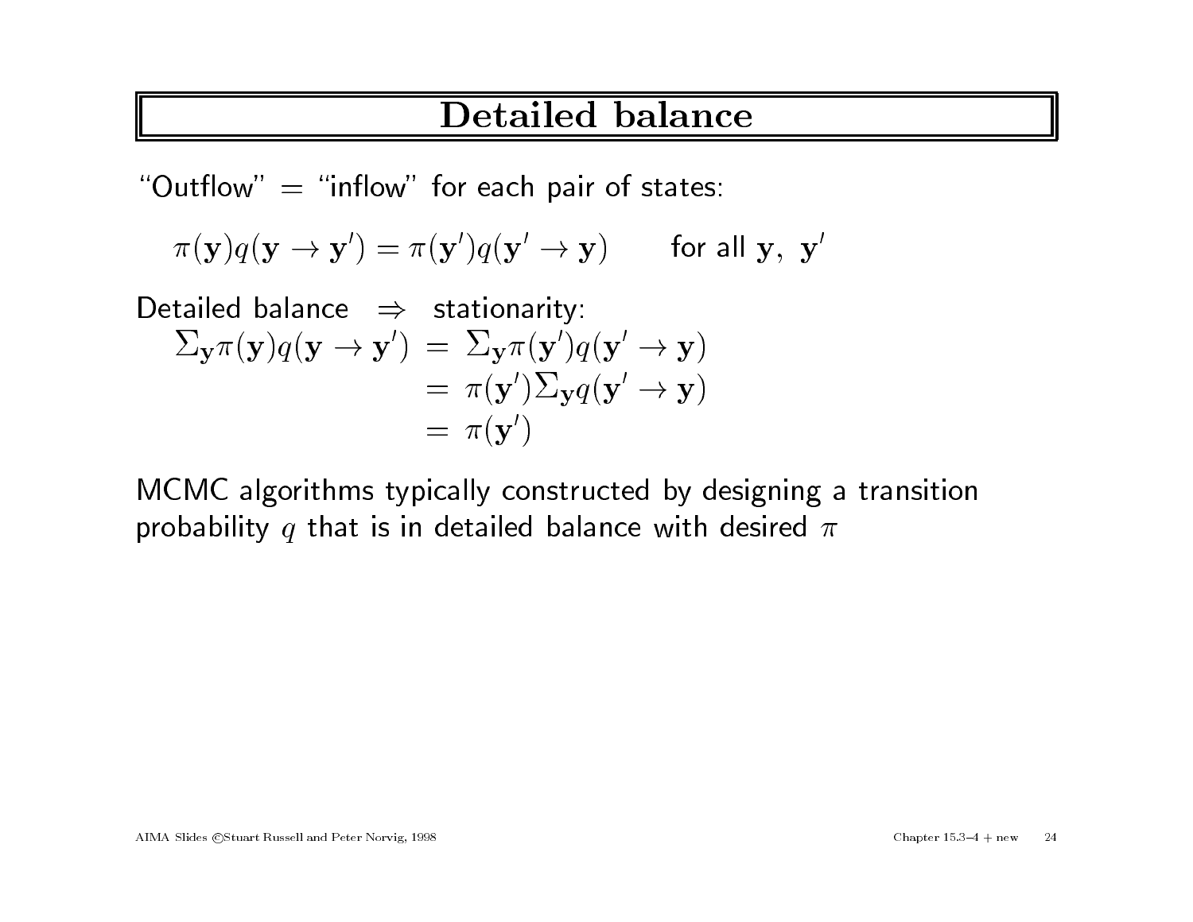# Detailed balance

"Outflow" = "inflow" for each pair of states:

$$\pi(\mathbf{y})q(\mathbf{y} \to \mathbf{y}') = \pi(\mathbf{y}')q(\mathbf{y}' \to \mathbf{y}) \qquad \text{for all } \mathbf{y},\ \mathbf{y}'$$

Detailed balance $\Rightarrow$ stationarity:

$$\begin{aligned}
\Sigma_{\mathbf{y}}\pi(\mathbf{y})q(\mathbf{y} \to \mathbf{y}') &= \Sigma_{\mathbf{y}}\pi(\mathbf{y}')q(\mathbf{y}' \to \mathbf{y}) \\
&= \pi(\mathbf{y}')\Sigma_{\mathbf{y}}q(\mathbf{y}' \to \mathbf{y}) \\
&= \pi(\mathbf{y}')
\end{aligned}$$

MCMC algorithms typically constructed by designing a transition probability $q$ that is in detailed balance with desired $\pi$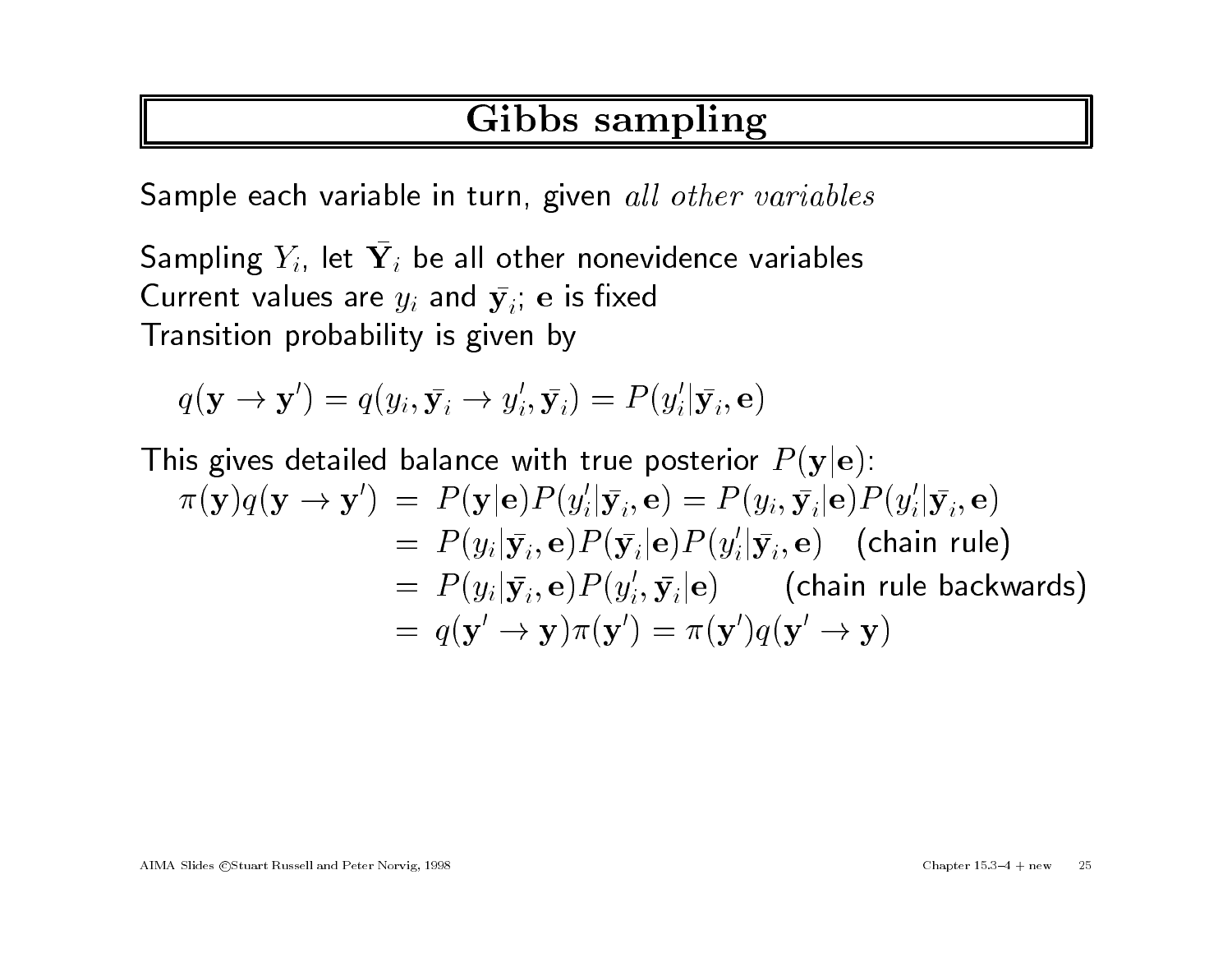# Gibbs sampling

Sample each variable in turn, given *all other variables*

Sampling $Y_i$, let $\bar{\mathbf{Y}}_i$ be all other nonevidence variables
Current values are $y_i$ and $\bar{\mathbf{y}}_i$; $\mathbf{e}$ is fixed
Transition probability is given by

$$q(\mathbf{y} \to \mathbf{y}') = q(y_i, \bar{\mathbf{y}}_i \to y_i', \bar{\mathbf{y}}_i) = P(y_i'|\bar{\mathbf{y}}_i, \mathbf{e})$$

This gives detailed balance with true posterior $P(\mathbf{y}|\mathbf{e})$:

$$\begin{aligned}
\pi(\mathbf{y})q(\mathbf{y} \to \mathbf{y}') &= P(\mathbf{y}|\mathbf{e})P(y_i'|\bar{\mathbf{y}}_i, \mathbf{e}) = P(y_i, \bar{\mathbf{y}}_i|\mathbf{e})P(y_i'|\bar{\mathbf{y}}_i, \mathbf{e}) \\
&= P(y_i|\bar{\mathbf{y}}_i, \mathbf{e})P(\bar{\mathbf{y}}_i|\mathbf{e})P(y_i'|\bar{\mathbf{y}}_i, \mathbf{e}) \quad \text{(chain rule)} \\
&= P(y_i|\bar{\mathbf{y}}_i, \mathbf{e})P(y_i', \bar{\mathbf{y}}_i|\mathbf{e}) \qquad \text{(chain rule backwards)} \\
&= q(\mathbf{y}' \to \mathbf{y})\pi(\mathbf{y}') = \pi(\mathbf{y}')q(\mathbf{y}' \to \mathbf{y})
\end{aligned}$$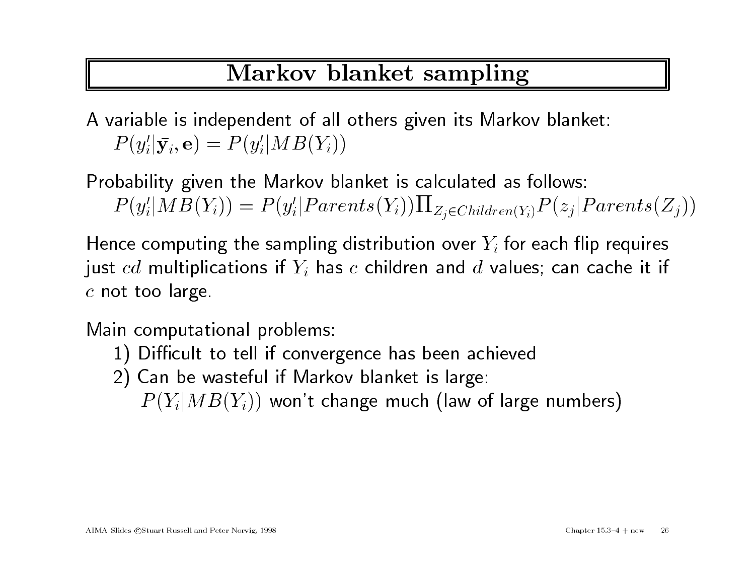# Markov blanket sampling

A variable is independent of all others given its Markov blanket:

$$P(y_i'|\bar{\mathbf{y}}_i, \mathbf{e}) = P(y_i'|MB(Y_i))$$

Probability given the Markov blanket is calculated as follows:

$$P(y_i'|MB(Y_i)) = P(y_i'|Parents(Y_i)) \prod_{Z_j \in Children(Y_i)} P(z_j|Parents(Z_j))$$

Hence computing the sampling distribution over $Y_i$ for each flip requires just $cd$ multiplications if $Y_i$ has $c$ children and $d$ values; can cache it if $c$ not too large.

Main computational problems:

1) Difficult to tell if convergence has been achieved
2) Can be wasteful if Markov blanket is large:
   $P(Y_i|MB(Y_i))$ won't change much (law of large numbers)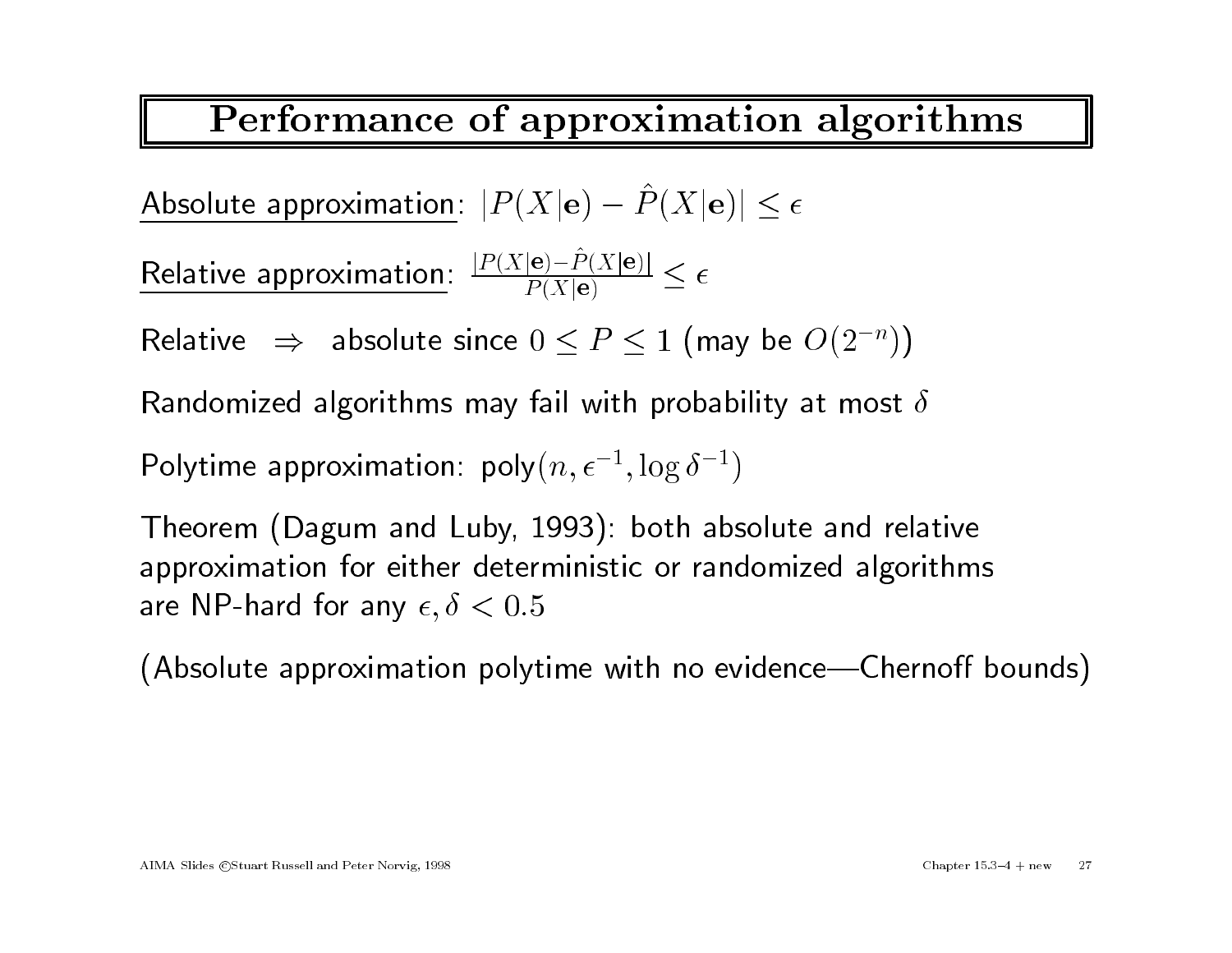# Performance of approximation algorithms

Absolute approximation: $|P(X|\mathbf{e}) - \hat{P}(X|\mathbf{e})| \leq \epsilon$

Relative approximation: $\frac{|P(X|\mathbf{e}) - \hat{P}(X|\mathbf{e})|}{P(X|\mathbf{e})} \leq \epsilon$

Relative $\Rightarrow$ absolute since $0 \leq P \leq 1$ (may be $O(2^{-n})$)

Randomized algorithms may fail with probability at most $\delta$

Polytime approximation: poly$(n, \epsilon^{-1}, \log \delta^{-1})$

Theorem (Dagum and Luby, 1993): both absolute and relative approximation for either deterministic or randomized algorithms are NP-hard for any $\epsilon, \delta < 0.5$

(Absolute approximation polytime with no evidence—Chernoff bounds)